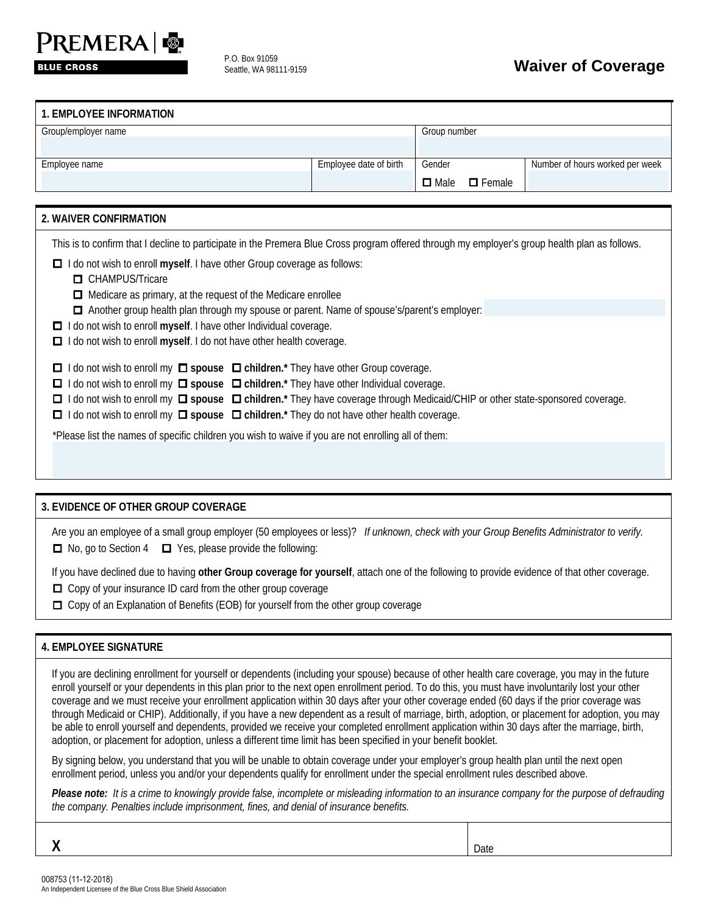PREMERA | BLUE CROSS

P.O. Box 91059
Seattle, WA 98111-9159

# Waiver of Coverage

## 1. EMPLOYEE INFORMATION

| Group/employer name | | Group number | |
|---|---|---|---|
| | | | |
| **Employee name** | **Employee date of birth** | **Gender** | **Number of hours worked per week** |
| | | ☐ Male ☐ Female | |

## 2. WAIVER CONFIRMATION

This is to confirm that I decline to participate in the Premera Blue Cross program offered through my employer's group health plan as follows.

- ☐ I do not wish to enroll **myself**. I have other Group coverage as follows:
  - ☐ CHAMPUS/Tricare
  - ☐ Medicare as primary, at the request of the Medicare enrollee
  - ☐ Another group health plan through my spouse or parent. Name of spouse's/parent's employer:
- ☐ I do not wish to enroll **myself**. I have other Individual coverage.
- ☐ I do not wish to enroll **myself**. I do not have other health coverage.

- ☐ I do not wish to enroll my ☐ **spouse** ☐ **children.*** They have other Group coverage.
- ☐ I do not wish to enroll my ☐ **spouse** ☐ **children.*** They have other Individual coverage.
- ☐ I do not wish to enroll my ☐ **spouse** ☐ **children.*** They have coverage through Medicaid/CHIP or other state-sponsored coverage.
- ☐ I do not wish to enroll my ☐ **spouse** ☐ **children.*** They do not have other health coverage.

*Please list the names of specific children you wish to waive if you are not enrolling all of them:

## 3. EVIDENCE OF OTHER GROUP COVERAGE

Are you an employee of a small group employer (50 employees or less)? *If unknown, check with your Group Benefits Administrator to verify.*

☐ No, go to Section 4 ☐ Yes, please provide the following:

If you have declined due to having **other Group coverage for yourself**, attach one of the following to provide evidence of that other coverage.

- ☐ Copy of your insurance ID card from the other group coverage
- ☐ Copy of an Explanation of Benefits (EOB) for yourself from the other group coverage

## 4. EMPLOYEE SIGNATURE

If you are declining enrollment for yourself or dependents (including your spouse) because of other health care coverage, you may in the future enroll yourself or your dependents in this plan prior to the next open enrollment period. To do this, you must have involuntarily lost your other coverage and we must receive your enrollment application within 30 days after your other coverage ended (60 days if the prior coverage was through Medicaid or CHIP). Additionally, if you have a new dependent as a result of marriage, birth, adoption, or placement for adoption, you may be able to enroll yourself and dependents, provided we receive your completed enrollment application within 30 days after the marriage, birth, adoption, or placement for adoption, unless a different time limit has been specified in your benefit booklet.

By signing below, you understand that you will be unable to obtain coverage under your employer's group health plan until the next open enrollment period, unless you and/or your dependents qualify for enrollment under the special enrollment rules described above.

***Please note:*** *It is a crime to knowingly provide false, incomplete or misleading information to an insurance company for the purpose of defrauding the company. Penalties include imprisonment, fines, and denial of insurance benefits.*

| X | Date |
|---|---|

008753 (11-12-2018)
An Independent Licensee of the Blue Cross Blue Shield Association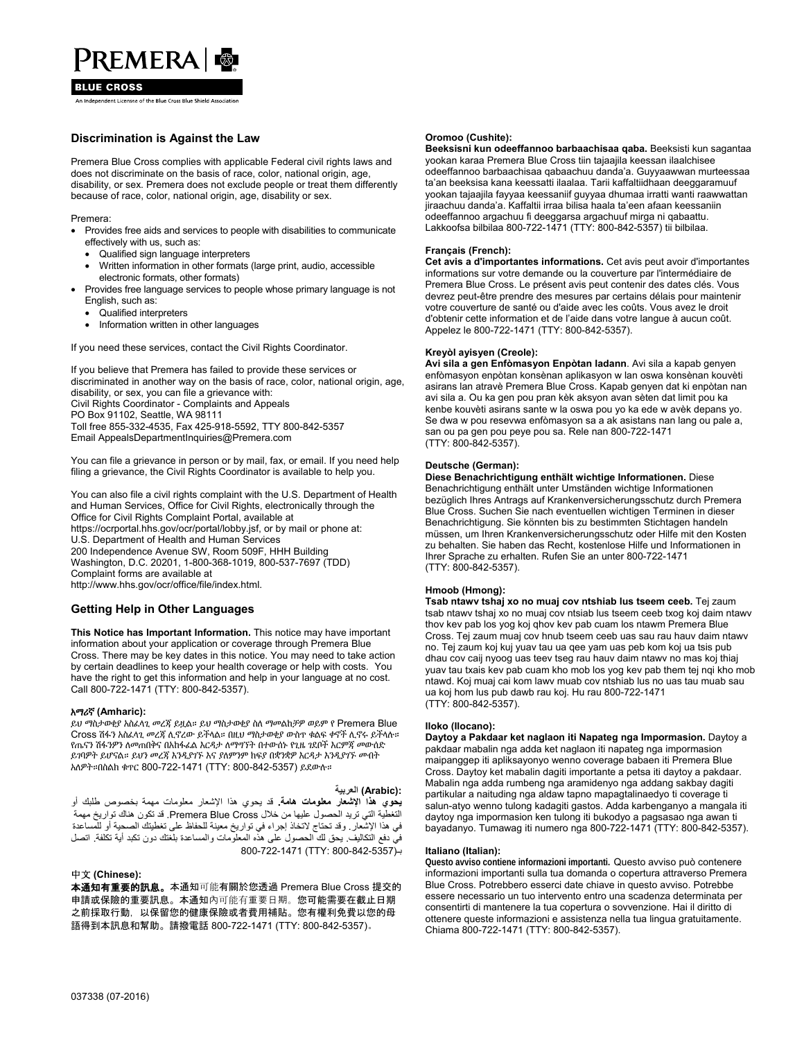PREMERA | BLUE CROSS

An Independent Licensee of the Blue Cross Blue Shield Association

## Discrimination is Against the Law

Premera Blue Cross complies with applicable Federal civil rights laws and does not discriminate on the basis of race, color, national origin, age, disability, or sex. Premera does not exclude people or treat them differently because of race, color, national origin, age, disability or sex.

Premera:

- Provides free aids and services to people with disabilities to communicate effectively with us, such as:
  - Qualified sign language interpreters
  - Written information in other formats (large print, audio, accessible electronic formats, other formats)
- Provides free language services to people whose primary language is not English, such as:
  - Qualified interpreters
  - Information written in other languages

If you need these services, contact the Civil Rights Coordinator.

If you believe that Premera has failed to provide these services or discriminated in another way on the basis of race, color, national origin, age, disability, or sex, you can file a grievance with:
Civil Rights Coordinator - Complaints and Appeals
PO Box 91102, Seattle, WA 98111
Toll free 855-332-4535, Fax 425-918-5592, TTY 800-842-5357
Email AppealsDepartmentInquiries@Premera.com

You can file a grievance in person or by mail, fax, or email. If you need help filing a grievance, the Civil Rights Coordinator is available to help you.

You can also file a civil rights complaint with the U.S. Department of Health and Human Services, Office for Civil Rights, electronically through the Office for Civil Rights Complaint Portal, available at https://ocrportal.hhs.gov/ocr/portal/lobby.jsf, or by mail or phone at:
U.S. Department of Health and Human Services
200 Independence Avenue SW, Room 509F, HHH Building
Washington, D.C. 20201, 1-800-368-1019, 800-537-7697 (TDD)
Complaint forms are available at
http://www.hhs.gov/ocr/office/file/index.html.

## Getting Help in Other Languages

**This Notice has Important Information.** This notice may have important information about your application or coverage through Premera Blue Cross. There may be key dates in this notice. You may need to take action by certain deadlines to keep your health coverage or help with costs. You have the right to get this information and help in your language at no cost. Call 800-722-1471 (TTY: 800-842-5357).

**አማሪኛ (Amharic):**
ይህ ማስታወቂያ አስፈላጊ መረጃ ይዟል። ይህ ማስታወቂያ ስለ ማመልከቻዎ ወይም የ Premera Blue Cross ሽፋን አስፈላጊ መረጃ ሊኖረው ይችላል። በዚህ ማስታወቂያ ውስጥ ቁልፍ ቀኖች ሊኖሩ ይችላሉ። የጤናን ሽፋንዎን ለመጠበቅና በአከፋፈል እርዳታ ለማግኘት በተውሰኑ የጊዜ ገደቦች እርምጃ መውሰድ ይገባዎት ይሆናል። ይህን መረጃ እንዲያገኙ እና ያለምንም ክፍያ በቋንቋዎ እርዳታ እንዲያገኙ መብት አለዎት።በስልክ ቁጥር 800-722-1471 (TTY: 800-842-5357) ይደውሉ።

**:(Arabic) العربية**
**يحوي هذا الإشعار معلومات هامة.** قد يحوي هذا الإشعار معلومات مهمة بخصوص طلبك أو التغطية التي تريد الحصول عليها من خلال Premera Blue Cross. قد تكون هناك تواريخ مهمة في هذا الإشعار. وقد تحتاج لاتخاذ إجراء في تواريخ معينة للحفاظ على تغطيتك الصحية أو للمساعدة في دفع التكاليف. يحق لك الحصول على هذه المعلومات والمساعدة بلغتك دون تكبد أية تكلفة. اتصل بـ800-722-1471 (TTY: 800-842-5357)

**中文 (Chinese):**
**本通知有重要的訊息。**本通知可能有關於您透過 Premera Blue Cross 提交的申請或保險的重要訊息。本通知內可能有重要日期。您可能需要在截止日期之前採取行動，以保留您的健康保險或者費用補貼。您有權利免費以您的母語得到本訊息和幫助。請撥電話 800-722-1471 (TTY: 800-842-5357)。

**Oromoo (Cushite):**
**Beeksisni kun odeeffannoo barbaachisaa qaba.** Beeksisti kun sagantaa yookan karaa Premera Blue Cross tiin tajaajila keessan ilaalchisee odeeffannoo barbaachisaa qabaachuu danda'a. Guyyaawwan murteessaa ta'an beeksisa kana keessatti ilaalaa. Tarii kaffaltiidhaan deeggaramuuf yookan tajaajila fayyaa keessaniif guyyaa dhumaa irratti wanti raawwattan jiraachuu danda'a. Kaffaltii irraa bilisa haala ta'een afaan keessaniin odeeffannoo argachuu fi deeggarsa argachuuf mirga ni qabaattu. Lakkoofsa bilbilaa 800-722-1471 (TTY: 800-842-5357) tii bilbilaa.

**Français (French):**
**Cet avis a d'importantes informations.** Cet avis peut avoir d'importantes informations sur votre demande ou la couverture par l'intermédiaire de Premera Blue Cross. Le présent avis peut contenir des dates clés. Vous devrez peut-être prendre des mesures par certains délais pour maintenir votre couverture de santé ou d'aide avec les coûts. Vous avez le droit d'obtenir cette information et de l'aide dans votre langue à aucun coût. Appelez le 800-722-1471 (TTY: 800-842-5357).

**Kreyòl ayisyen (Creole):**
**Avi sila a gen Enfòmasyon Enpòtan ladann**. Avi sila a kapab genyen enfòmasyon enpòtan konsènan aplikasyon w lan oswa konsènan kouvèti asirans lan atravè Premera Blue Cross. Kapab genyen dat ki enpòtan nan avi sila a. Ou ka gen pou pran kèk aksyon avan sèten dat limit pou ka kenbe kouvèti asirans sante w la oswa pou yo ka ede w avèk depans yo. Se dwa w pou resevwa enfòmasyon sa a ak asistans nan lang ou pale a, san ou pa gen pou peye pou sa. Rele nan 800-722-1471 (TTY: 800-842-5357).

**Deutsche (German):**
**Diese Benachrichtigung enthält wichtige Informationen.** Diese Benachrichtigung enthält unter Umständen wichtige Informationen bezüglich Ihres Antrags auf Krankenversicherungsschutz durch Premera Blue Cross. Suchen Sie nach eventuellen wichtigen Terminen in dieser Benachrichtigung. Sie könnten bis zu bestimmten Stichtagen handeln müssen, um Ihren Krankenversicherungsschutz oder Hilfe mit den Kosten zu behalten. Sie haben das Recht, kostenlose Hilfe und Informationen in Ihrer Sprache zu erhalten. Rufen Sie an unter 800-722-1471 (TTY: 800-842-5357).

**Hmoob (Hmong):**
**Tsab ntawv tshaj xo no muaj cov ntshiab lus tseem ceeb.** Tej zaum tsab ntawv tshaj xo no muaj cov ntsiab lus tseem ceeb txog koj daim ntawv thov kev pab los yog koj qhov kev pab cuam los ntawm Premera Blue Cross. Tej zaum muaj cov hnub tseem ceeb uas sau rau hauv daim ntawv no. Tej zaum koj kuj yuav tau ua qee yam uas peb kom koj ua tsis pub dhau cov caij nyoog uas teev tseg rau hauv daim ntawv no mas koj thiaj yuav tau txais kev pab cuam kho mob los yog kev pab them tej nqi kho mob ntawd. Koj muaj cai kom lawv muab cov ntshiab lus no uas tau muab sau ua koj hom lus pub dawb rau koj. Hu rau 800-722-1471 (TTY: 800-842-5357).

**Iloko (Ilocano):**
**Daytoy a Pakdaar ket naglaon iti Napateg nga Impormasion.** Daytoy a pakdaar mabalin nga adda ket naglaon iti napateg nga impormasion maipanggep iti apliksayonyo wenno coverage babaen iti Premera Blue Cross. Daytoy ket mabalin dagiti importante a petsa iti daytoy a pakdaar. Mabalin nga adda rumbeng nga aramidenyo nga addang sakbay dagiti partikular a naituding nga aldaw tapno mapagtalinaedyo ti coverage ti salun-atyo wenno tulong kadagiti gastos. Adda karbenganyo a mangala iti daytoy nga impormasion ken tulong iti bukodyo a pagsasao nga awan ti bayadanyo. Tumawag iti numero nga 800-722-1471 (TTY: 800-842-5357).

**Italiano (Italian):**
**Questo avviso contiene informazioni importanti.** Questo avviso può contenere informazioni importanti sulla tua domanda o copertura attraverso Premera Blue Cross. Potrebbero esserci date chiave in questo avviso. Potrebbe essere necessario un tuo intervento entro una scadenza determinata per consentirti di mantenere la tua copertura o sovvenzione. Hai il diritto di ottenere queste informazioni e assistenza nella tua lingua gratuitamente. Chiama 800-722-1471 (TTY: 800-842-5357).

037338 (07-2016)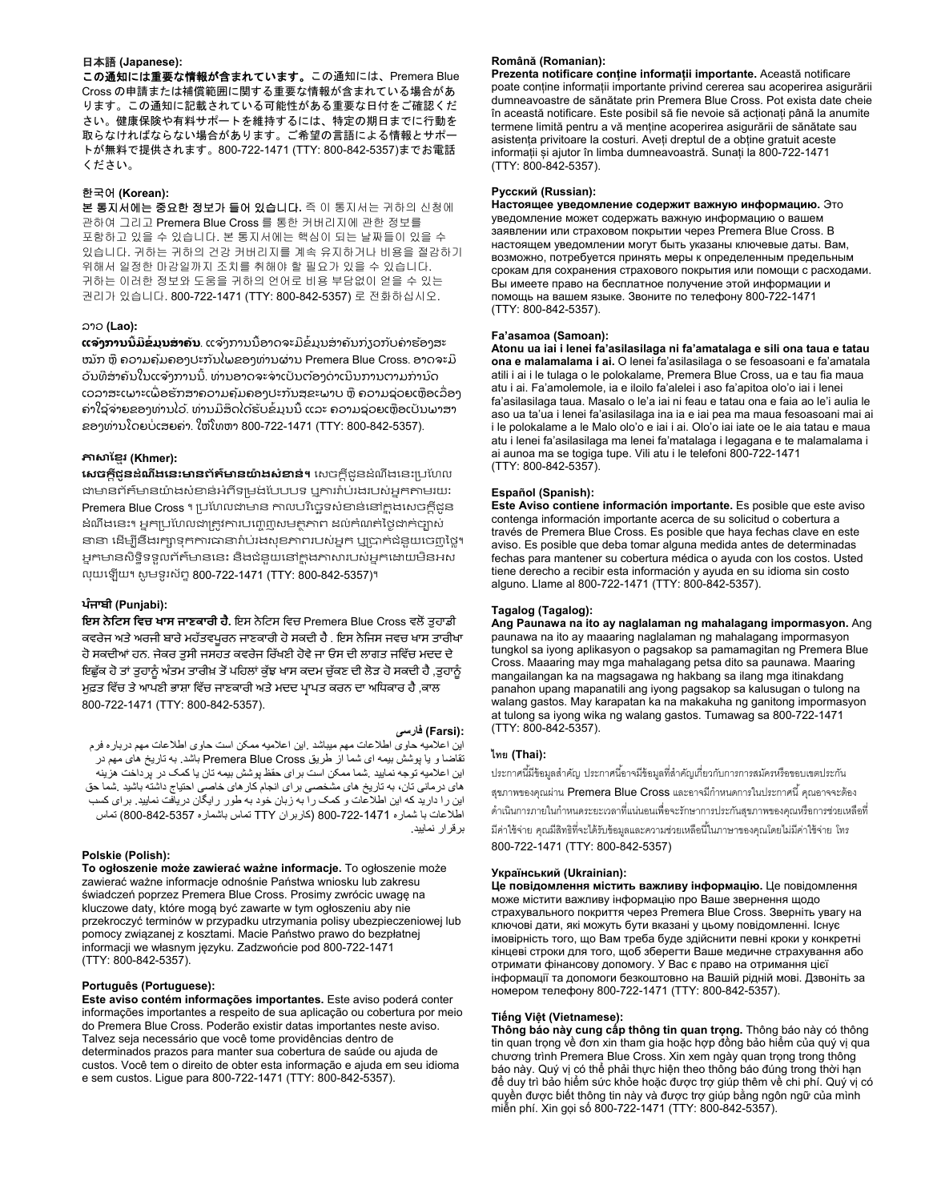**日本語 (Japanese):**
**この通知には重要な情報が含まれています。** この通知には、Premera Blue Cross の申請または補償範囲に関する重要な情報が含まれている場合があります。この通知に記載されている可能性がある重要な日付をご確認ください。健康保険や有料サポートを維持するには、特定の期日までに行動を取らなければならない場合があります。ご希望の言語による情報とサポートが無料で提供されます。800-722-1471 (TTY: 800-842-5357)までお電話ください。

**한국어 (Korean):**
**본 통지서에는 중요한 정보가 들어 있습니다.** 즉 이 통지서는 귀하의 신청에 관하여 그리고 Premera Blue Cross 를 통한 커버리지에 관한 정보를 포함하고 있을 수 있습니다. 본 통지서에는 핵심이 되는 날짜들이 있을 수 있습니다. 귀하는 귀하의 건강 커버리지를 계속 유지하거나 비용을 절감하기 위해서 일정한 마감일까지 조치를 취해야 할 필요가 있을 수 있습니다. 귀하는 이러한 정보와 도움을 귀하의 언어로 비용 부담없이 얻을 수 있는 권리가 있습니다. 800-722-1471 (TTY: 800-842-5357) 로 전화하십시오.

**ລາວ (Lao):**
**ແຈ້ງການນີ້ມີຂໍ້ມູນສຳຄັນ.** ແຈ້ງການນີ້ອາດຈະມີຂໍ້ມູນສຳຄັນກ່ຽວກັບຄຳຮ້ອງສະໝັກ ຫຼື ຄວາມຄຸ້ມຄອງປະກັນໄພຂອງທ່ານຜ່ານ Premera Blue Cross. ອາດຈະມີວັນທີສຳຄັນໃນແຈ້ງການນີ້. ທ່ານອາດຈະຈຳເປັນຕ້ອງດຳເນີນການຕາມກຳນົດເວລາສະເພາະເພື່ອຮັກສາຄວາມຄຸ້ມຄອງປະກັນສຸຂະພາບ ຫຼື ຄວາມຊ່ວຍເຫຼືອເລື່ອງຄ່າໃຊ້ຈ່າຍຂອງທ່ານໄວ້. ທ່ານມີສິດໄດ້ຮັບຂໍ້ມູນນີ້ ແລະ ຄວາມຊ່ວຍເຫຼືອເປັນພາສາຂອງທ່ານໂດຍບໍ່ເສຍຄ່າ. ໃຫ້ໂທຫາ 800-722-1471 (TTY: 800-842-5357).

**ភាសាខ្មែរ (Khmer):**
**សេចក្តីជូនដំណឹងនេះមានព័ត៌មានយ៉ាងសំខាន់។** សេចក្តីជូនដំណឹងនេះប្រហែលជាមានព័ត៌មានយ៉ាងសំខាន់អំពីទម្រង់បែបបទ ឬការរ៉ាប់រងរបស់អ្នកតាមរយៈ Premera Blue Cross ។ ប្រហែលជាមាន កាលបរិច្ឆេទសំខាន់នៅក្នុងសេចក្តីជូនដំណឹងនេះ។ អ្នកប្រហែលជាត្រូវការបញ្ចេញសមត្ថភាព ដល់កំណត់ថ្ងៃជាក់ច្បាស់នានា ដើម្បីនឹងរក្សាទុកការធានារ៉ាប់រងសុខភាពរបស់អ្នក ឬប្រាក់ជំនួយចេញថ្លៃ។ អ្នកមានសិទ្ធិទទួលព័ត៌មាននេះ និងជំនួយនៅក្នុងភាសារបស់អ្នកដោយមិនអស់លុយឡើយ។ សូមទូរស័ព្ទ 800-722-1471 (TTY: 800-842-5357)។

**ਪੰਜਾਬੀ (Punjabi):**
**ਇਸ ਨੋਟਿਸ ਵਿਚ ਖਾਸ ਜਾਣਕਾਰੀ ਹੈ.** ਇਸ ਨੋਟਿਸ ਵਿਚ Premera Blue Cross ਵਲੋਂ ਤੁਹਾਡੀ ਕਵਰੇਜ ਅਤੇ ਅਰਜੀ ਬਾਰੇ ਮਹੱਤਵਪੂਰਨ ਜਾਣਕਾਰੀ ਹੋ ਸਕਦੀ ਹੈ . ਇਸ ਨੋਜਿਸ ਜਵਿਚ ਖਾਸ ਤਾਰੀਖਾ ਹੋ ਸਕਦੀਆਂ ਹਨ. ਜੇਕਰ ਤੁਸੀ ਜਸਹਤ ਕਵਰੇਜ ਰੱਖਣੀ ਹੋਵੇ ਜਾ ਓਸ ਦੀ ਲਾਗਤ ਜਵਿੱਚ ਮਦਦ ਦੇ ਇਛੁੱਕ ਹੋ ਤਾਂ ਤੁਹਾਨੂੰ ਅੰਤਮ ਤਾਰੀਖ ਤੋਂ ਪਹਿਲਾਂ ਕੁੱਝ ਖਾਸ ਕਦਮ ਚੁੱਕਣ ਦੀ ਲੋੜ ਹੋ ਸਕਦੀ ਹੈ ,ਤੁਹਾਨੂੰ ਮੁਫਤ ਵਿੱਚ ਤੇ ਆਪਣੀ ਭਾਸ਼ਾ ਵਿੱਚ ਜਾਣਕਾਰੀ ਅਤੇ ਮਦਦ ਪ੍ਰਾਪਤ ਕਰਨ ਦਾ ਅਧਿਕਾਰ ਹੈ ,ਕਾਲ 800-722-1471 (TTY: 800-842-5357).

**فارسی (Farsi):**
این اعلامیه حاوی اطلاعات مهم میباشد .این اعلامیه ممکن است حاوی اطلاعات مهم درباره فرم تقاضا و یا پوشش بیمه ای شما از طریق Premera Blue Cross باشد. به تاریخ های مهم در این اعلامیه توجه نمایید .شما ممکن است برای حقظ پوشش بیمه تان یا کمک در پرداخت هزینه های درمانی تان، به تاریخ های مشخصی برای انجام کارهای خاصی احتیاج داشته باشید .شما حق این را دارید که این اطلاعات و کمک را به زبان خود به طور رایگان دریافت نمایید. برای کسب اطلاعات با شماره 1471-722-800 (کاربران TTY تماس باشماره 5357-842-800) تماس برقرار نمایید.

**Polskie (Polish):**
**To ogłoszenie może zawierać ważne informacje.** To ogłoszenie może zawierać ważne informacje odnośnie Państwa wniosku lub zakresu świadczeń poprzez Premera Blue Cross. Prosimy zwrócic uwagę na kluczowe daty, które mogą być zawarte w tym ogłoszeniu aby nie przekroczyć terminów w przypadku utrzymania polisy ubezpieczeniowej lub pomocy związanej z kosztami. Macie Państwo prawo do bezpłatnej informacji we własnym języku. Zadzwońcie pod 800-722-1471 (TTY: 800-842-5357).

**Português (Portuguese):**
**Este aviso contém informações importantes.** Este aviso poderá conter informações importantes a respeito de sua aplicação ou cobertura por meio do Premera Blue Cross. Poderão existir datas importantes neste aviso. Talvez seja necessário que você tome providências dentro de determinados prazos para manter sua cobertura de saúde ou ajuda de custos. Você tem o direito de obter esta informação e ajuda em seu idioma e sem custos. Ligue para 800-722-1471 (TTY: 800-842-5357).

**Română (Romanian):**
**Prezenta notificare conține informații importante.** Această notificare poate conține informații importante privind cererea sau acoperirea asigurării dumneavoastre de sănătate prin Premera Blue Cross. Pot exista date cheie în această notificare. Este posibil să fie nevoie să acționați până la anumite termene limită pentru a vă menține acoperirea asigurării de sănătate sau asistența privitoare la costuri. Aveți dreptul de a obține gratuit aceste informații și ajutor în limba dumneavoastră. Sunați la 800-722-1471 (TTY: 800-842-5357).

**Русский (Russian):**
**Настоящее уведомление содержит важную информацию.** Это уведомление может содержать важную информацию о вашем заявлении или страховом покрытии через Premera Blue Cross. В настоящем уведомлении могут быть указаны ключевые даты. Вам, возможно, потребуется принять меры к определенным предельным срокам для сохранения страхового покрытия или помощи с расходами. Вы имеете право на бесплатное получение этой информации и помощь на вашем языке. Звоните по телефону 800-722-1471 (TTY: 800-842-5357).

**Fa'asamoa (Samoan):**
**Atonu ua iai i lenei fa'asilasilaga ni fa'amatalaga e sili ona taua e tatau ona e malamalama i ai.** O lenei fa'asilasilaga o se fesoasoani e fa'amatala atili i ai i le tulaga o le polokalame, Premera Blue Cross, ua e tau fia maua atu i ai. Fa'amolemole, ia e iloilo fa'alelei i aso fa'apitoa olo'o iai i lenei fa'asilasilaga taua. Masalo o le'a iai ni feau e tatau ona e faia ao le'i aulia le aso ua ta'ua i lenei fa'asilasilaga ina ia e iai pea ma maua fesoasoani mai ai i le polokalame a le Malo olo'o e iai i ai. Olo'o iai iate oe le aia tatau e maua atu i lenei fa'asilasilaga ma lenei fa'matalaga i legagana e te malamalama i ai aunoa ma se togiga tupe. Vili atu i le telefoni 800-722-1471 (TTY: 800-842-5357).

**Español (Spanish):**
**Este Aviso contiene información importante.** Es posible que este aviso contenga información importante acerca de su solicitud o cobertura a través de Premera Blue Cross. Es posible que haya fechas clave en este aviso. Es posible que deba tomar alguna medida antes de determinadas fechas para mantener su cobertura médica o ayuda con los costos. Usted tiene derecho a recibir esta información y ayuda en su idioma sin costo alguno. Llame al 800-722-1471 (TTY: 800-842-5357).

**Tagalog (Tagalog):**
**Ang Paunawa na ito ay naglalaman ng mahalagang impormasyon.** Ang paunawa na ito ay maaaring naglalaman ng mahalagang impormasyon tungkol sa iyong aplikasyon o pagsakop sa pamamagitan ng Premera Blue Cross. Maaaring may mga mahalagang petsa dito sa paunawa. Maaring mangailangan ka na magsagawa ng hakbang sa ilang mga itinakdang panahon upang mapanatili ang iyong pagsakop sa kalusugan o tulong na walang gastos. May karapatan ka na makakuha ng ganitong impormasyon at tulong sa iyong wika ng walang gastos. Tumawag sa 800-722-1471 (TTY: 800-842-5357).

**ไทย (Thai):**
ประกาศนี้มีข้อมูลสำคัญ ประกาศนี้อาจมีข้อมูลที่สำคัญเกี่ยวกับการการสมัครหรือขอบเขตประกันสุขภาพของคุณผ่าน Premera Blue Cross และอาจมีกำหนดการในประกาศนี้ คุณอาจจะต้องดำเนินการภายในกำหนดระยะเวลาที่แน่นอนเพื่อจะรักษาการประกันสุขภาพของคุณหรือการช่วยเหลือที่มีค่าใช้จ่าย คุณมีสิทธิที่จะได้รับข้อมูลและความช่วยเหลือนี้ในภาษาของคุณโดยไม่มีค่าใช้จ่าย โทร 800-722-1471 (TTY: 800-842-5357)

**Український (Ukrainian):**
**Це повідомлення містить важливу інформацію.** Це повідомлення може містити важливу інформацію про Ваше звернення щодо страхувального покриття через Premera Blue Cross. Зверніть увагу на ключові дати, які можуть бути вказані у цьому повідомленні. Існує імовірність того, що Вам треба буде здійснити певні кроки у конкретні кінцеві строки для того, щоб зберегти Ваше медичне страхування або отримати фінансову допомогу. У Вас є право на отримання цієї інформації та допомоги безкоштовно на Вашій рідній мові. Дзвоніть за номером телефону 800-722-1471 (TTY: 800-842-5357).

**Tiếng Việt (Vietnamese):**
**Thông báo này cung cấp thông tin quan trọng.** Thông báo này có thông tin quan trọng về đơn xin tham gia hoặc hợp đồng bảo hiểm của quý vị qua chương trình Premera Blue Cross. Xin xem ngày quan trọng trong thông báo này. Quý vị có thể phải thực hiện theo thông báo đúng trong thời hạn để duy trì bảo hiểm sức khỏe hoặc được trợ giúp thêm về chi phí. Quý vị có quyền được biết thông tin này và được trợ giúp bằng ngôn ngữ của mình miễn phí. Xin gọi số 800-722-1471 (TTY: 800-842-5357).